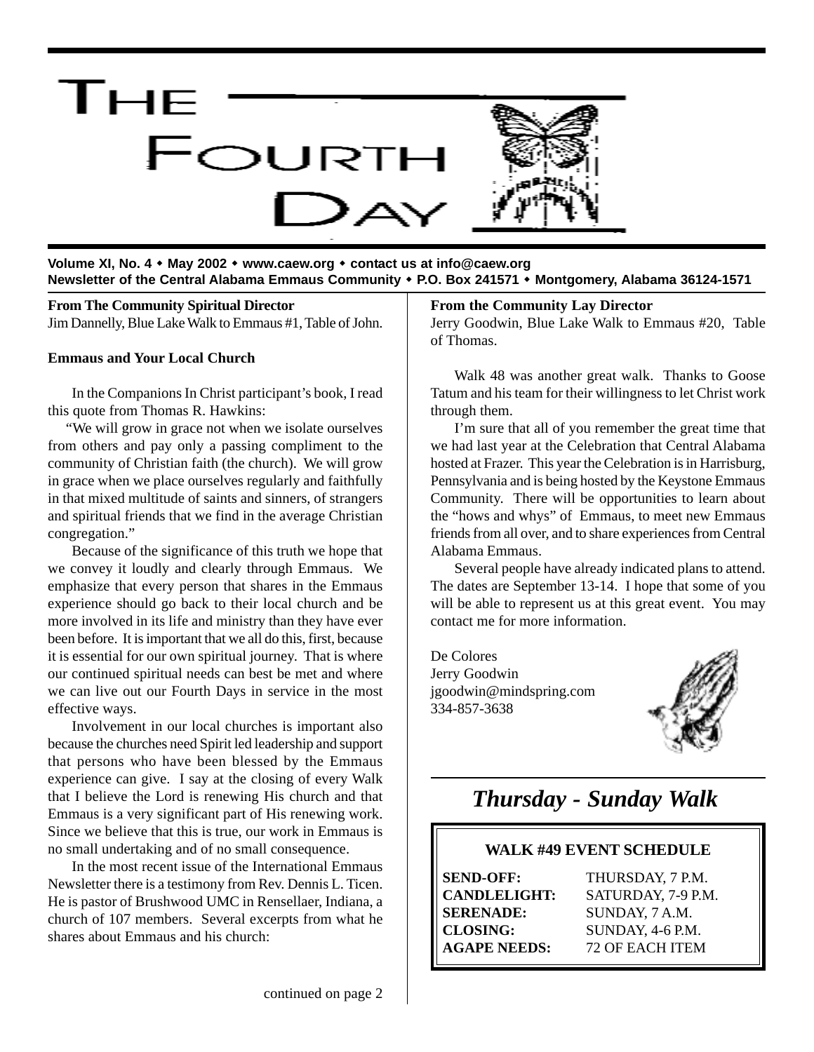# The Fourth Day

**Volume XI, No. 4 • May 2002 • www.caew.org • contact us at info@caew.org**
**Newsletter of the Central Alabama Emmaus Community • P.O. Box 241571 • Montgomery, Alabama 36124-1571**

**From The Community Spiritual Director**
Jim Dannelly, Blue Lake Walk to Emmaus #1, Table of John.

### Emmaus and Your Local Church

In the Companions In Christ participant's book, I read this quote from Thomas R. Hawkins:

"We will grow in grace not when we isolate ourselves from others and pay only a passing compliment to the community of Christian faith (the church). We will grow in grace when we place ourselves regularly and faithfully in that mixed multitude of saints and sinners, of strangers and spiritual friends that we find in the average Christian congregation."

Because of the significance of this truth we hope that we convey it loudly and clearly through Emmaus. We emphasize that every person that shares in the Emmaus experience should go back to their local church and be more involved in its life and ministry than they have ever been before. It is important that we all do this, first, because it is essential for our own spiritual journey. That is where our continued spiritual needs can best be met and where we can live out our Fourth Days in service in the most effective ways.

Involvement in our local churches is important also because the churches need Spirit led leadership and support that persons who have been blessed by the Emmaus experience can give. I say at the closing of every Walk that I believe the Lord is renewing His church and that Emmaus is a very significant part of His renewing work. Since we believe that this is true, our work in Emmaus is no small undertaking and of no small consequence.

In the most recent issue of the International Emmaus Newsletter there is a testimony from Rev. Dennis L. Ticen. He is pastor of Brushwood UMC in Rensellaer, Indiana, a church of 107 members. Several excerpts from what he shares about Emmaus and his church:

continued on page 2

**From the Community Lay Director**
Jerry Goodwin, Blue Lake Walk to Emmaus #20, Table of Thomas.

Walk 48 was another great walk. Thanks to Goose Tatum and his team for their willingness to let Christ work through them.

I'm sure that all of you remember the great time that we had last year at the Celebration that Central Alabama hosted at Frazer. This year the Celebration is in Harrisburg, Pennsylvania and is being hosted by the Keystone Emmaus Community. There will be opportunities to learn about the "hows and whys" of Emmaus, to meet new Emmaus friends from all over, and to share experiences from Central Alabama Emmaus.

Several people have already indicated plans to attend. The dates are September 13-14. I hope that some of you will be able to represent us at this great event. You may contact me for more information.

De Colores
Jerry Goodwin
jgoodwin@mindspring.com
334-857-3638

## *Thursday - Sunday Walk*

**WALK #49 EVENT SCHEDULE**

| | |
|---|---|
| **SEND-OFF:** | THURSDAY, 7 P.M. |
| **CANDLELIGHT:** | SATURDAY, 7-9 P.M. |
| **SERENADE:** | SUNDAY, 7 A.M. |
| **CLOSING:** | SUNDAY, 4-6 P.M. |
| **AGAPE NEEDS:** | 72 OF EACH ITEM |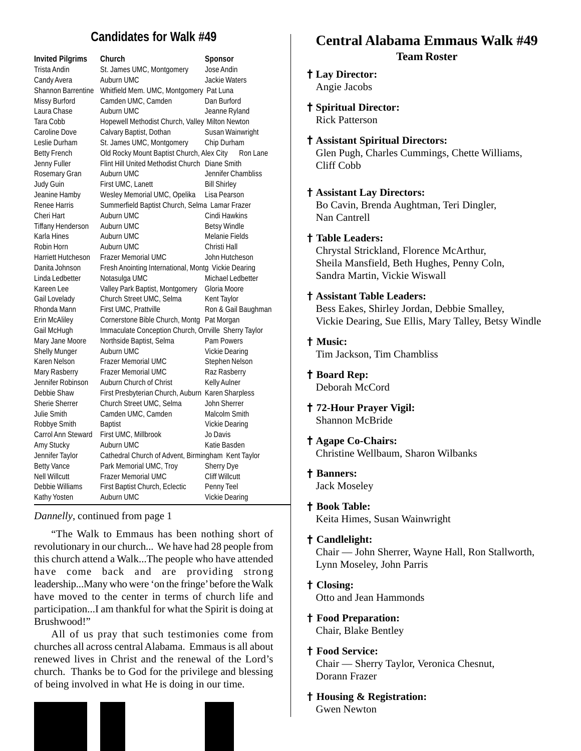## Candidates for Walk #49

| Invited Pilgrims | Church | Sponsor |
|---|---|---|
| Trista Andin | St. James UMC, Montgomery | Jose Andin |
| Candy Avera | Auburn UMC | Jackie Waters |
| Shannon Barrentine | Whitfield Mem. UMC, Montgomery | Pat Luna |
| Missy Burford | Camden UMC, Camden | Dan Burford |
| Laura Chase | Auburn UMC | Jeanne Ryland |
| Tara Cobb | Hopewell Methodist Church, Valley | Milton Newton |
| Caroline Dove | Calvary Baptist, Dothan | Susan Wainwright |
| Leslie Durham | St. James UMC, Montgomery | Chip Durham |
| Betty French | Old Rocky Mount Baptist Church, Alex City | Ron Lane |
| Jenny Fuller | Flint Hill United Methodist Church | Diane Smith |
| Rosemary Gran | Auburn UMC | Jennifer Chambliss |
| Judy Guin | First UMC, Lanett | Bill Shirley |
| Jeanine Hamby | Wesley Memorial UMC, Opelika | Lisa Pearson |
| Renee Harris | Summerfield Baptist Church, Selma | Lamar Frazer |
| Cheri Hart | Auburn UMC | Cindi Hawkins |
| Tiffany Henderson | Auburn UMC | Betsy Windle |
| Karla Hines | Auburn UMC | Melanie Fields |
| Robin Horn | Auburn UMC | Christi Hall |
| Harriett Hutcheson | Frazer Memorial UMC | John Hutcheson |
| Danita Johnson | Fresh Anointing International, Montg | Vickie Dearing |
| Linda Ledbetter | Notasulga UMC | Michael Ledbetter |
| Kareen Lee | Valley Park Baptist, Montgomery | Gloria Moore |
| Gail Lovelady | Church Street UMC, Selma | Kent Taylor |
| Rhonda Mann | First UMC, Prattville | Ron & Gail Baughman |
| Erin McAliley | Cornerstone Bible Church, Montg | Pat Morgan |
| Gail McHugh | Immaculate Conception Church, Orrville | Sherry Taylor |
| Mary Jane Moore | Northside Baptist, Selma | Pam Powers |
| Shelly Munger | Auburn UMC | Vickie Dearing |
| Karen Nelson | Frazer Memorial UMC | Stephen Nelson |
| Mary Rasberry | Frazer Memorial UMC | Raz Rasberry |
| Jennifer Robinson | Auburn Church of Christ | Kelly Aulner |
| Debbie Shaw | First Presbyterian Church, Auburn | Karen Sharpless |
| Sherie Sherrer | Church Street UMC, Selma | John Sherrer |
| Julie Smith | Camden UMC, Camden | Malcolm Smith |
| Robbye Smith | Baptist | Vickie Dearing |
| Carrol Ann Steward | First UMC, Millbrook | Jo Davis |
| Amy Stucky | Auburn UMC | Katie Basden |
| Jennifer Taylor | Cathedral Church of Advent, Birmingham | Kent Taylor |
| Betty Vance | Park Memorial UMC, Troy | Sherry Dye |
| Nell Willcutt | Frazer Memorial UMC | Cliff Willcutt |
| Debbie Williams | First Baptist Church, Eclectic | Penny Teel |
| Kathy Yosten | Auburn UMC | Vickie Dearing |

*Dannelly*, continued from page 1

"The Walk to Emmaus has been nothing short of revolutionary in our church... We have had 28 people from this church attend a Walk...The people who have attended have come back and are providing strong leadership...Many who were 'on the fringe' before the Walk have moved to the center in terms of church life and participation...I am thankful for what the Spirit is doing at Brushwood!"

All of us pray that such testimonies come from churches all across central Alabama. Emmaus is all about renewed lives in Christ and the renewal of the Lord's church. Thanks be to God for the privilege and blessing of being involved in what He is doing in our time.

## Central Alabama Emmaus Walk #49

### Team Roster

† **Lay Director:**
Angie Jacobs

† **Spiritual Director:**
Rick Patterson

† **Assistant Spiritual Directors:**
Glen Pugh, Charles Cummings, Chette Williams, Cliff Cobb

† **Assistant Lay Directors:**
Bo Cavin, Brenda Aughtman, Teri Dingler, Nan Cantrell

† **Table Leaders:**
Chrystal Strickland, Florence McArthur, Sheila Mansfield, Beth Hughes, Penny Coln, Sandra Martin, Vickie Wiswall

† **Assistant Table Leaders:**
Bess Eakes, Shirley Jordan, Debbie Smalley, Vickie Dearing, Sue Ellis, Mary Talley, Betsy Windle

† **Music:**
Tim Jackson, Tim Chambliss

† **Board Rep:**
Deborah McCord

† **72-Hour Prayer Vigil:**
Shannon McBride

† **Agape Co-Chairs:**
Christine Wellbaum, Sharon Wilbanks

† **Banners:**
Jack Moseley

† **Book Table:**
Keita Himes, Susan Wainwright

† **Candlelight:**
Chair — John Sherrer, Wayne Hall, Ron Stallworth, Lynn Moseley, John Parris

† **Closing:**
Otto and Jean Hammonds

† **Food Preparation:**
Chair, Blake Bentley

† **Food Service:**
Chair — Sherry Taylor, Veronica Chesnut, Dorann Frazer

† **Housing & Registration:**
Gwen Newton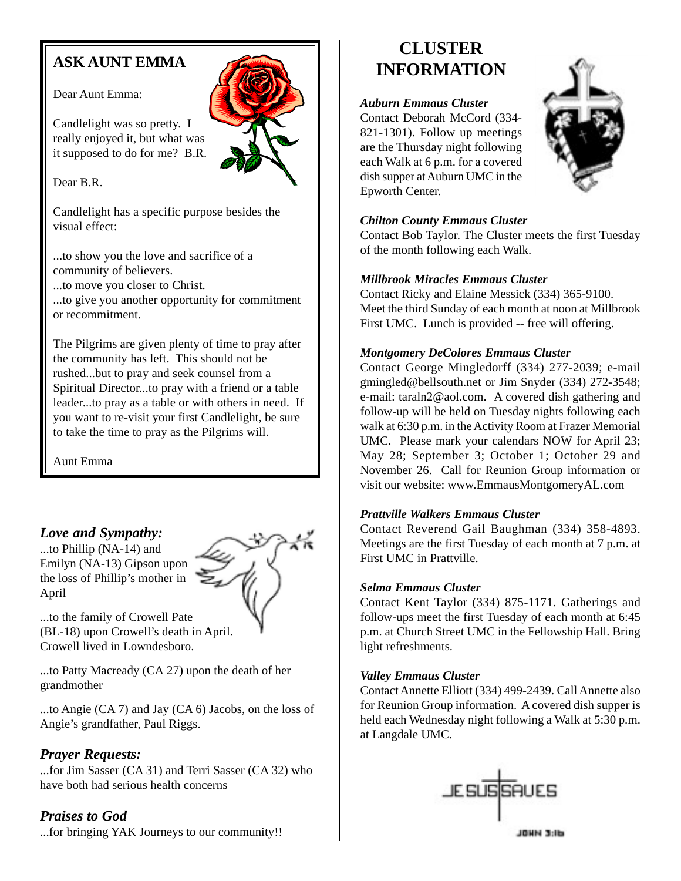## ASK AUNT EMMA

Dear Aunt Emma:

Candlelight was so pretty. I really enjoyed it, but what was it supposed to do for me? B.R.

Dear B.R.

Candlelight has a specific purpose besides the visual effect:

...to show you the love and sacrifice of a community of believers.
...to move you closer to Christ.
...to give you another opportunity for commitment or recommitment.

The Pilgrims are given plenty of time to pray after the community has left. This should not be rushed...but to pray and seek counsel from a Spiritual Director...to pray with a friend or a table leader...to pray as a table or with others in need. If you want to re-visit your first Candlelight, be sure to take the time to pray as the Pilgrims will.

Aunt Emma

### *Love and Sympathy:*

...to Phillip (NA-14) and Emilyn (NA-13) Gipson upon the loss of Phillip's mother in April

...to the family of Crowell Pate (BL-18) upon Crowell's death in April. Crowell lived in Lowndesboro.

...to Patty Macready (CA 27) upon the death of her grandmother

...to Angie (CA 7) and Jay (CA 6) Jacobs, on the loss of Angie's grandfather, Paul Riggs.

### *Prayer Requests:*

...for Jim Sasser (CA 31) and Terri Sasser (CA 32) who have both had serious health concerns

### *Praises to God*

...for bringing YAK Journeys to our community!!

## CLUSTER INFORMATION

***Auburn Emmaus Cluster***
Contact Deborah McCord (334-821-1301). Follow up meetings are the Thursday night following each Walk at 6 p.m. for a covered dish supper at Auburn UMC in the Epworth Center.

***Chilton County Emmaus Cluster***
Contact Bob Taylor. The Cluster meets the first Tuesday of the month following each Walk.

***Millbrook Miracles Emmaus Cluster***
Contact Ricky and Elaine Messick (334) 365-9100. Meet the third Sunday of each month at noon at Millbrook First UMC. Lunch is provided -- free will offering.

***Montgomery DeColores Emmaus Cluster***
Contact George Mingledorff (334) 277-2039; e-mail gmingled@bellsouth.net or Jim Snyder (334) 272-3548; e-mail: taraln2@aol.com. A covered dish gathering and follow-up will be held on Tuesday nights following each walk at 6:30 p.m. in the Activity Room at Frazer Memorial UMC. Please mark your calendars NOW for April 23; May 28; September 3; October 1; October 29 and November 26. Call for Reunion Group information or visit our website: www.EmmausMontgomeryAL.com

***Prattville Walkers Emmaus Cluster***
Contact Reverend Gail Baughman (334) 358-4893. Meetings are the first Tuesday of each month at 7 p.m. at First UMC in Prattville.

***Selma Emmaus Cluster***
Contact Kent Taylor (334) 875-1171. Gatherings and follow-ups meet the first Tuesday of each month at 6:45 p.m. at Church Street UMC in the Fellowship Hall. Bring light refreshments.

***Valley Emmaus Cluster***
Contact Annette Elliott (334) 499-2439. Call Annette also for Reunion Group information. A covered dish supper is held each Wednesday night following a Walk at 5:30 p.m. at Langdale UMC.

JESUS SAVES
JOHN 3:16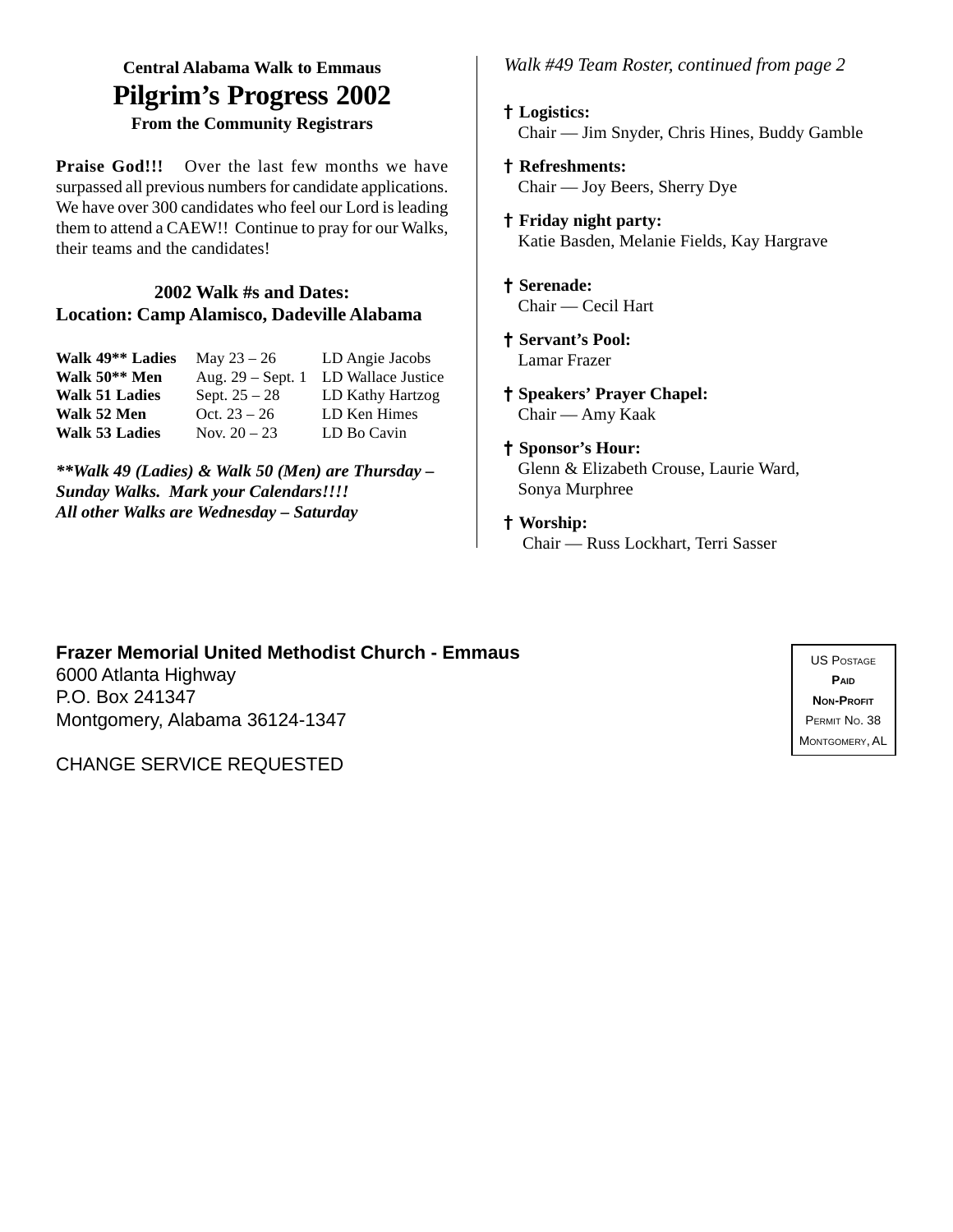**Central Alabama Walk to Emmaus**

# Pilgrim's Progress 2002

**From the Community Registrars**

**Praise God!!!** Over the last few months we have surpassed all previous numbers for candidate applications. We have over 300 candidates who feel our Lord is leading them to attend a CAEW!! Continue to pray for our Walks, their teams and the candidates!

**2002 Walk #s and Dates:**
**Location: Camp Alamisco, Dadeville Alabama**

| | | |
|---|---|---|
| **Walk 49** Ladies** | May 23 – 26 | LD Angie Jacobs |
| **Walk 50** Men** | Aug. 29 – Sept. 1 | LD Wallace Justice |
| **Walk 51 Ladies** | Sept. 25 – 28 | LD Kathy Hartzog |
| **Walk 52 Men** | Oct. 23 – 26 | LD Ken Himes |
| **Walk 53 Ladies** | Nov. 20 – 23 | LD Bo Cavin |

***\*\*Walk 49 (Ladies) & Walk 50 (Men) are Thursday – Sunday Walks. Mark your Calendars!!!!***
***All other Walks are Wednesday – Saturday***

*Walk #49 Team Roster, continued from page 2*

† **Logistics:**
Chair — Jim Snyder, Chris Hines, Buddy Gamble

† **Refreshments:**
Chair — Joy Beers, Sherry Dye

† **Friday night party:**
Katie Basden, Melanie Fields, Kay Hargrave

† **Serenade:**
Chair — Cecil Hart

† **Servant's Pool:**
Lamar Frazer

† **Speakers' Prayer Chapel:**
Chair — Amy Kaak

† **Sponsor's Hour:**
Glenn & Elizabeth Crouse, Laurie Ward, Sonya Murphree

† **Worship:**
Chair — Russ Lockhart, Terri Sasser

**Frazer Memorial United Methodist Church - Emmaus**
6000 Atlanta Highway
P.O. Box 241347
Montgomery, Alabama 36124-1347

CHANGE SERVICE REQUESTED

US Postage
**Paid**
**Non-Profit**
Permit No. 38
Montgomery, AL